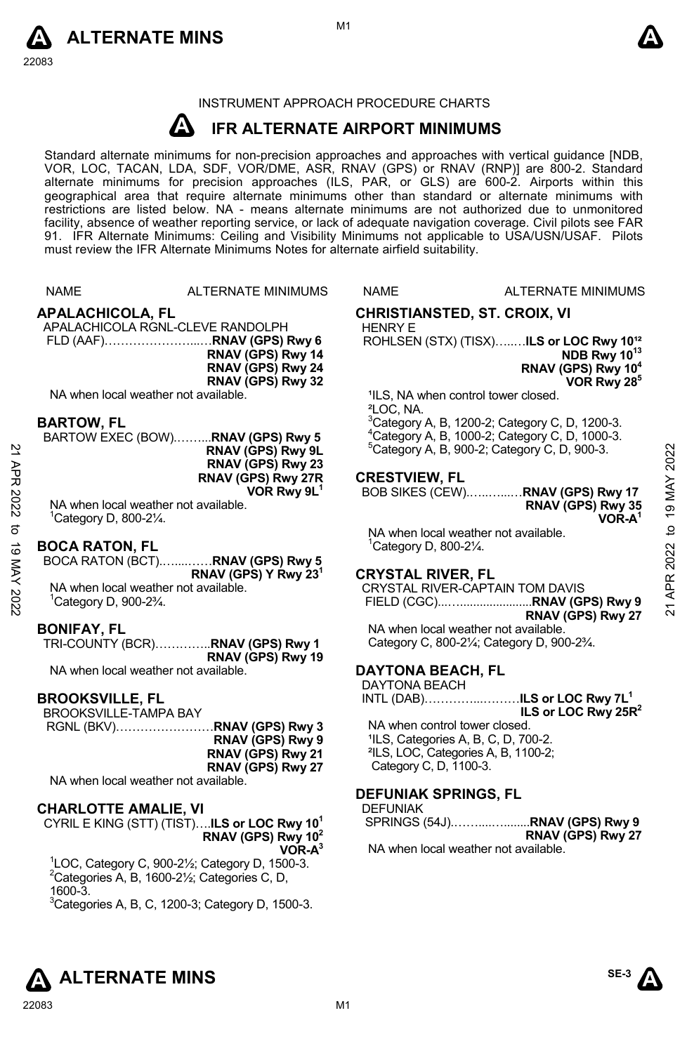INSTRUMENT APPROACH PROCEDURE CHARTS

# IFR ALTERNATE AIRPORT MINIMUMS

Standard alternate minimums for non-precision approaches and approaches with vertical guidance [NDB, VOR, LOC, TACAN, LDA, SDF, VOR/DME, ASR, RNAV (GPS) or RNAV (RNP)] are 800-2. Standard alternate minimums for precision approaches (ILS, PAR, or GLS) are 600-2. Airports within this geographical area that require alternate minimums other than standard or alternate minimums with restrictions are listed below. NA - means alternate minimums are not authorized due to unmonitored facility, absence of weather reporting service, or lack of adequate navigation coverage. Civil pilots see FAR 91. IFR Alternate Minimums: Ceiling and Visibility Minimums not applicable to USA/USN/USAF. Pilots must review the IFR Alternate Minimums Notes for alternate airfield suitability.

NAME — ALTERNATE MINIMUMS

## APALACHICOLA, FL

APALACHICOLA RGNL-CLEVE RANDOLPH FLD (AAF)……………………...…**RNAV (GPS) Rwy 6**
**RNAV (GPS) Rwy 14**
**RNAV (GPS) Rwy 24**
**RNAV (GPS) Rwy 32**

NA when local weather not available.

## BARTOW, FL

BARTOW EXEC (BOW).……...**RNAV (GPS) Rwy 5**
**RNAV (GPS) Rwy 9L**
**RNAV (GPS) Rwy 23**
**RNAV (GPS) Rwy 27R**
**VOR Rwy 9L**[1]

NA when local weather not available.
[1]Category D, 800-2¼.

## BOCA RATON, FL

BOCA RATON (BCT)..…....……**RNAV (GPS) Rwy 5**
**RNAV (GPS) Y Rwy 23**[1]

NA when local weather not available.
[1]Category D, 900-2¾.

## BONIFAY, FL

TRI-COUNTY (BCR)…………...**RNAV (GPS) Rwy 1**
**RNAV (GPS) Rwy 19**

NA when local weather not available.

## BROOKSVILLE, FL

BROOKSVILLE-TAMPA BAY RGNL (BKV)……………………**RNAV (GPS) Rwy 3**
**RNAV (GPS) Rwy 9**
**RNAV (GPS) Rwy 21**
**RNAV (GPS) Rwy 27**

NA when local weather not available.

## CHARLOTTE AMALIE, VI

CYRIL E KING (STT) (TIST)….**ILS or LOC Rwy 10**[1]
**RNAV (GPS) Rwy 10**[2]
**VOR-A**[3]

[1]LOC, Category C, 900-2½; Category D, 1500-3.
[2]Categories A, B, 1600-2½; Categories C, D, 1600-3.
[3]Categories A, B, C, 1200-3; Category D, 1500-3.

## CHRISTIANSTED, ST. CROIX, VI

HENRY E ROHLSEN (STX) (TISX)…...…**ILS or LOC Rwy 10**[1,2]
**NDB Rwy 10**[1,3]
**RNAV (GPS) Rwy 10**[4]
**VOR Rwy 28**[5]

[1]ILS, NA when control tower closed.
[2]LOC, NA.
[3]Category A, B, 1200-2; Category C, D, 1200-3.
[4]Category A, B, 1000-2; Category C, D, 1000-3.
[5]Category A, B, 900-2; Category C, D, 900-3.

## CRESTVIEW, FL

BOB SIKES (CEW)..…..…...…**RNAV (GPS) Rwy 17**
**RNAV (GPS) Rwy 35**
**VOR-A**[1]

NA when local weather not available.
[1]Category D, 800-2¼.

## CRYSTAL RIVER, FL

CRYSTAL RIVER-CAPTAIN TOM DAVIS FIELD (CGC)...…....................**RNAV (GPS) Rwy 9**
**RNAV (GPS) Rwy 27**

NA when local weather not available.
Category C, 800-2¼; Category D, 900-2¾.

## DAYTONA BEACH, FL

DAYTONA BEACH INTL (DAB)…………....………**ILS or LOC Rwy 7L**[1]
**ILS or LOC Rwy 25R**[2]

NA when control tower closed.
[1]ILS, Categories A, B, C, D, 700-2.
[2]ILS, LOC, Categories A, B, 1100-2; Category C, D, 1100-3.

## DEFUNIAK SPRINGS, FL

DEFUNIAK SPRINGS (54J).……...…........**RNAV (GPS) Rwy 9**
**RNAV (GPS) Rwy 27**

NA when local weather not available.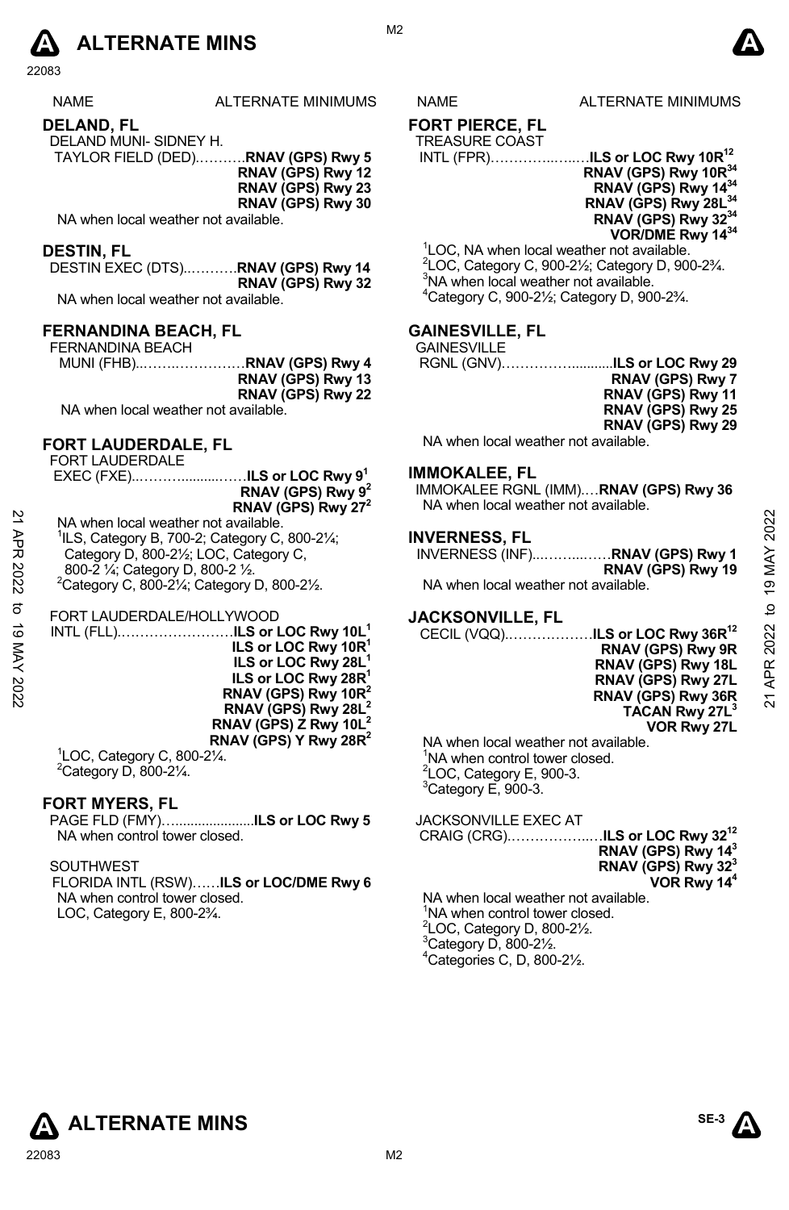# ALTERNATE MINS

| NAME | ALTERNATE MINIMUMS |
|---|---|

## DELAND, FL

DELAND MUNI- SIDNEY H. TAYLOR FIELD (DED)..........**RNAV (GPS) Rwy 5**
**RNAV (GPS) Rwy 12**
**RNAV (GPS) Rwy 23**
**RNAV (GPS) Rwy 30**

NA when local weather not available.

## DESTIN, FL

DESTIN EXEC (DTS)...........**RNAV (GPS) Rwy 14**
**RNAV (GPS) Rwy 32**

NA when local weather not available.

## FERNANDINA BEACH, FL

FERNANDINA BEACH MUNI (FHB)........................**RNAV (GPS) Rwy 4**
**RNAV (GPS) Rwy 13**
**RNAV (GPS) Rwy 22**

NA when local weather not available.

## FORT LAUDERDALE, FL

FORT LAUDERDALE EXEC (FXE)....................**ILS or LOC Rwy 9**[1]
**RNAV (GPS) Rwy 9**[2]
**RNAV (GPS) Rwy 27**[2]

NA when local weather not available.
[1]ILS, Category B, 700-2; Category C, 800-2¼; Category D, 800-2½; LOC, Category C, 800-2 ¼; Category D, 800-2 ½.
[2]Category C, 800-2¼; Category D, 800-2½.

FORT LAUDERDALE/HOLLYWOOD INTL (FLL)........................**ILS or LOC Rwy 10L**[1]
**ILS or LOC Rwy 10R**[1]
**ILS or LOC Rwy 28L**[1]
**ILS or LOC Rwy 28R**[1]
**RNAV (GPS) Rwy 10R**[2]
**RNAV (GPS) Rwy 28L**[2]
**RNAV (GPS) Z Rwy 10L**[2]
**RNAV (GPS) Y Rwy 28R**[2]

[1]LOC, Category C, 800-2¼.
[2]Category D, 800-2¼.

## FORT MYERS, FL

PAGE FLD (FMY)........................**ILS or LOC Rwy 5**

NA when control tower closed.

SOUTHWEST FLORIDA INTL (RSW)......**ILS or LOC/DME Rwy 6**

NA when control tower closed.
LOC, Category E, 800-2¾.

## FORT PIERCE, FL

TREASURE COAST INTL (FPR)....................**ILS or LOC Rwy 10R**[1,2]
**RNAV (GPS) Rwy 10R**[3,4]
**RNAV (GPS) Rwy 14**[3,4]
**RNAV (GPS) Rwy 28L**[3,4]
**RNAV (GPS) Rwy 32**[3,4]
**VOR/DME Rwy 14**[3,4]

[1]LOC, NA when local weather not available.
[2]LOC, Category C, 900-2½; Category D, 900-2¾.
[3]NA when local weather not available.
[4]Category C, 900-2½; Category D, 900-2¾.

## GAINESVILLE, FL

GAINESVILLE RGNL (GNV)........................**ILS or LOC Rwy 29**
**RNAV (GPS) Rwy 7**
**RNAV (GPS) Rwy 11**
**RNAV (GPS) Rwy 25**
**RNAV (GPS) Rwy 29**

NA when local weather not available.

## IMMOKALEE, FL

IMMOKALEE RGNL (IMM)....**RNAV (GPS) Rwy 36**

NA when local weather not available.

## INVERNESS, FL

INVERNESS (INF)..................**RNAV (GPS) Rwy 1**
**RNAV (GPS) Rwy 19**

NA when local weather not available.

## JACKSONVILLE, FL

CECIL (VQQ)..................**ILS or LOC Rwy 36R**[1,2]
**RNAV (GPS) Rwy 9R**
**RNAV (GPS) Rwy 18L**
**RNAV (GPS) Rwy 27L**
**RNAV (GPS) Rwy 36R**
**TACAN Rwy 27L**[3]
**VOR Rwy 27L**

NA when local weather not available.
[1]NA when control tower closed.
[2]LOC, Category E, 900-3.
[3]Category E, 900-3.

JACKSONVILLE EXEC AT CRAIG (CRG)....................**ILS or LOC Rwy 32**[1,2]
**RNAV (GPS) Rwy 14**[3]
**RNAV (GPS) Rwy 32**[3]
**VOR Rwy 14**[4]

NA when local weather not available.
[1]NA when control tower closed.
[2]LOC, Category D, 800-2½.
[3]Category D, 800-2½.
[4]Categories C, D, 800-2½.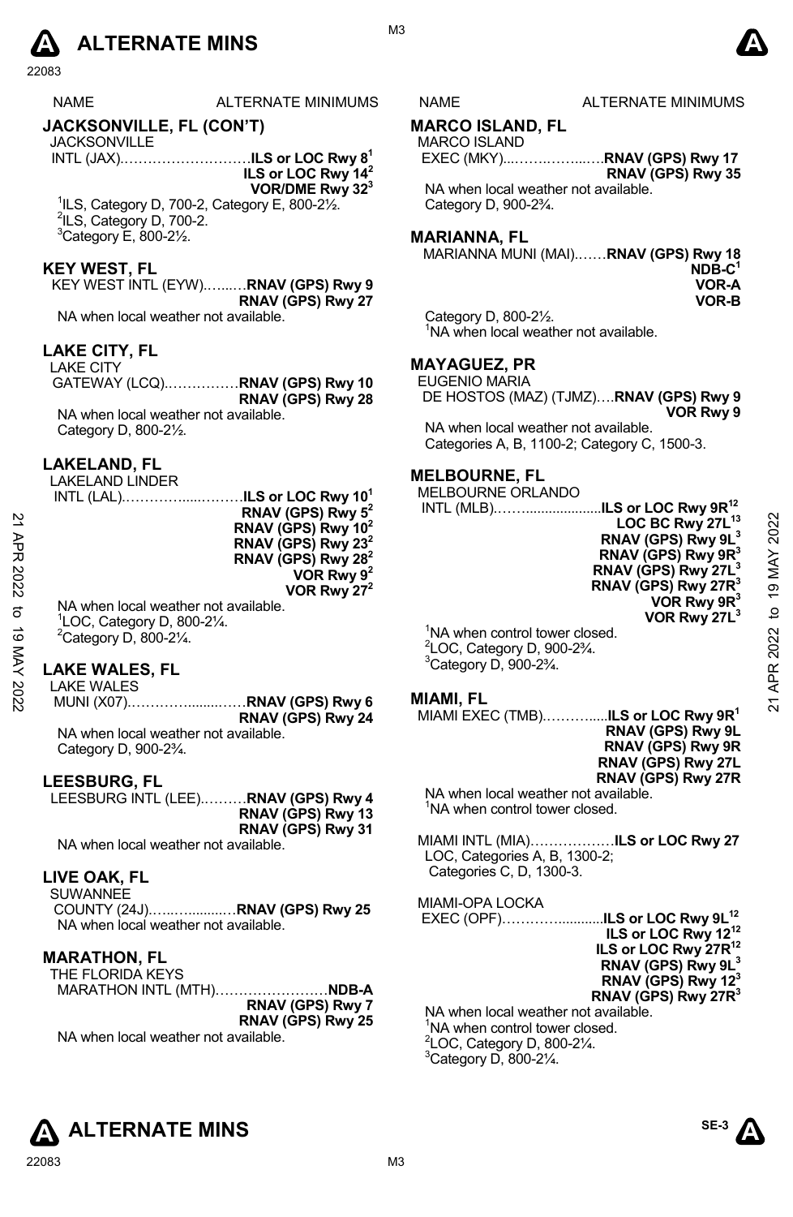| NAME | ALTERNATE MINIMUMS |
|---|---|

## JACKSONVILLE, FL (CON'T)

JACKSONVILLE
INTL (JAX)……………………… **ILS or LOC Rwy 8[1]**
**ILS or LOC Rwy 14[2]**
**VOR/DME Rwy 32[3]**

[1]ILS, Category D, 700-2, Category E, 800-2½.
[2]ILS, Category D, 700-2.
[3]Category E, 800-2½.

## KEY WEST, FL

KEY WEST INTL (EYW)……… **RNAV (GPS) Rwy 9**
**RNAV (GPS) Rwy 27**

NA when local weather not available.

## LAKE CITY, FL

LAKE CITY
GATEWAY (LCQ)…………… **RNAV (GPS) Rwy 10**
**RNAV (GPS) Rwy 28**

NA when local weather not available.
Category D, 800-2½.

## LAKELAND, FL

LAKELAND LINDER
INTL (LAL)…………………… **ILS or LOC Rwy 10[1]**
**RNAV (GPS) Rwy 5[2]**
**RNAV (GPS) Rwy 10[2]**
**RNAV (GPS) Rwy 23[2]**
**RNAV (GPS) Rwy 28[2]**
**VOR Rwy 9[2]**
**VOR Rwy 27[2]**

NA when local weather not available.
[1]LOC, Category D, 800-2¼.
[2]Category D, 800-2¼.

## LAKE WALES, FL

LAKE WALES
MUNI (X07)……………… **RNAV (GPS) Rwy 6**
**RNAV (GPS) Rwy 24**

NA when local weather not available.
Category D, 900-2¾.

## LEESBURG, FL

LEESBURG INTL (LEE)……… **RNAV (GPS) Rwy 4**
**RNAV (GPS) Rwy 13**
**RNAV (GPS) Rwy 31**

NA when local weather not available.

## LIVE OAK, FL

SUWANNEE
COUNTY (24J)……………… **RNAV (GPS) Rwy 25**

NA when local weather not available.

## MARATHON, FL

THE FLORIDA KEYS
MARATHON INTL (MTH)…………………… **NDB-A**
**RNAV (GPS) Rwy 7**
**RNAV (GPS) Rwy 25**

NA when local weather not available.

## MARCO ISLAND, FL

MARCO ISLAND
EXEC (MKY)……………… **RNAV (GPS) Rwy 17**
**RNAV (GPS) Rwy 35**

NA when local weather not available.
Category D, 900-2¾.

## MARIANNA, FL

MARIANNA MUNI (MAI)…… **RNAV (GPS) Rwy 18**
**NDB-C[1]**
**VOR-A**
**VOR-B**

Category D, 800-2½.
[1]NA when local weather not available.

## MAYAGUEZ, PR

EUGENIO MARIA
DE HOSTOS (MAZ) (TJMZ)…. **RNAV (GPS) Rwy 9**
**VOR Rwy 9**

NA when local weather not available.
Categories A, B, 1100-2; Category C, 1500-3.

## MELBOURNE, FL

MELBOURNE ORLANDO
INTL (MLB)……………… **ILS or LOC Rwy 9R[12]**
**LOC BC Rwy 27L[13]**
**RNAV (GPS) Rwy 9L[3]**
**RNAV (GPS) Rwy 9R[3]**
**RNAV (GPS) Rwy 27L[3]**
**RNAV (GPS) Rwy 27R[3]**
**VOR Rwy 9R[3]**
**VOR Rwy 27L[3]**

[1]NA when control tower closed.
[2]LOC, Category D, 900-2¾.
[3]Category D, 900-2¾.

## MIAMI, FL

MIAMI EXEC (TMB)……………… **ILS or LOC Rwy 9R[1]**
**RNAV (GPS) Rwy 9L**
**RNAV (GPS) Rwy 9R**
**RNAV (GPS) Rwy 27L**
**RNAV (GPS) Rwy 27R**

NA when local weather not available.
[1]NA when control tower closed.

MIAMI INTL (MIA)……………… **ILS or LOC Rwy 27**

LOC, Categories A, B, 1300-2;
Categories C, D, 1300-3.

MIAMI-OPA LOCKA
EXEC (OPF)……………… **ILS or LOC Rwy 9L[12]**
**ILS or LOC Rwy 12[12]**
**ILS or LOC Rwy 27R[12]**
**RNAV (GPS) Rwy 9L[3]**
**RNAV (GPS) Rwy 12[3]**
**RNAV (GPS) Rwy 27R[3]**

NA when local weather not available.
[1]NA when control tower closed.
[2]LOC, Category D, 800-2¼.
[3]Category D, 800-2¼.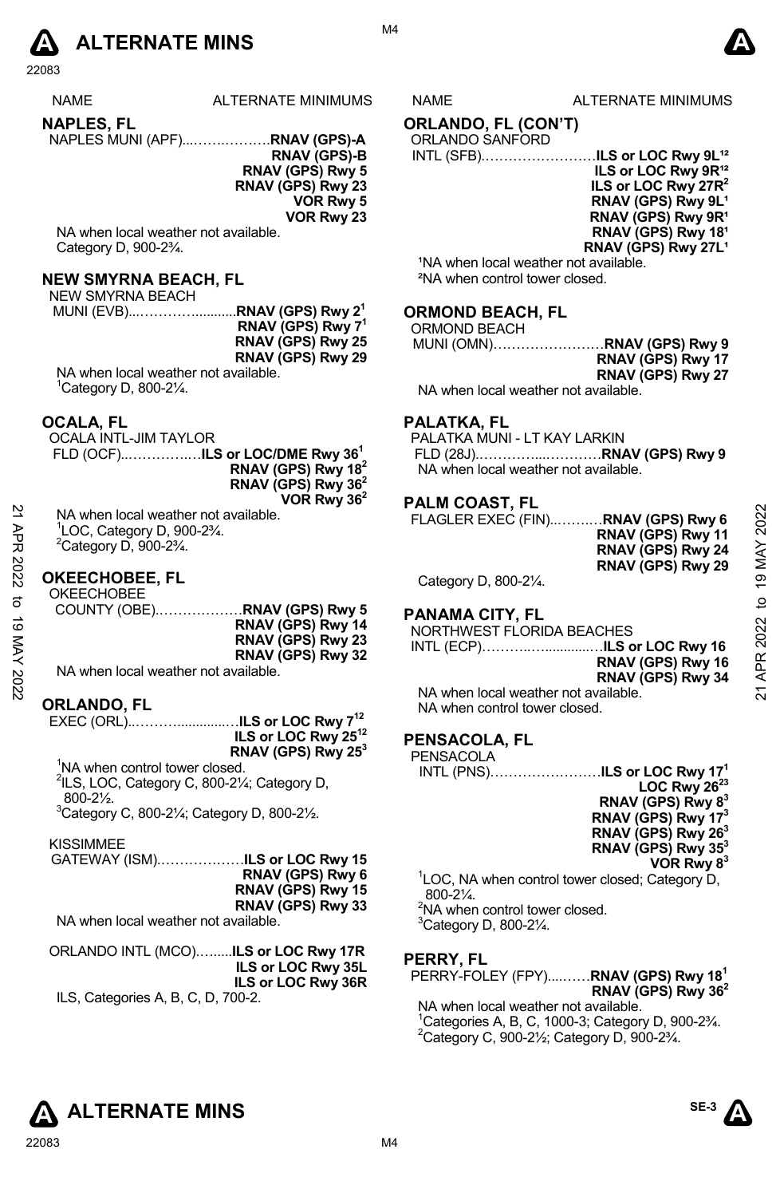# ALTERNATE MINS

| NAME | ALTERNATE MINIMUMS |
|---|---|

## NAPLES, FL

NAPLES MUNI (APF)..........................**RNAV (GPS)-A**
**RNAV (GPS)-B**
**RNAV (GPS) Rwy 5**
**RNAV (GPS) Rwy 23**
**VOR Rwy 5**
**VOR Rwy 23**

NA when local weather not available.
Category D, 900-2¾.

## NEW SMYRNA BEACH, FL

NEW SMYRNA BEACH
MUNI (EVB)...........................**RNAV (GPS) Rwy 2[1]**
**RNAV (GPS) Rwy 7[1]**
**RNAV (GPS) Rwy 25**
**RNAV (GPS) Rwy 29**

NA when local weather not available.
[1]Category D, 800-2¼.

## OCALA, FL

OCALA INTL-JIM TAYLOR
FLD (OCF)..................**ILS or LOC/DME Rwy 36[1]**
**RNAV (GPS) Rwy 18[2]**
**RNAV (GPS) Rwy 36[2]**
**VOR Rwy 36[2]**

NA when local weather not available.
[1]LOC, Category D, 900-2¾.
[2]Category D, 900-2¾.

## OKEECHOBEE, FL

OKEECHOBEE
COUNTY (OBE)..................**RNAV (GPS) Rwy 5**
**RNAV (GPS) Rwy 14**
**RNAV (GPS) Rwy 23**
**RNAV (GPS) Rwy 32**

NA when local weather not available.

## ORLANDO, FL

EXEC (ORL)..........................**ILS or LOC Rwy 7[12]**
**ILS or LOC Rwy 25[12]**
**RNAV (GPS) Rwy 25[3]**

[1]NA when control tower closed.
[2]ILS, LOC, Category C, 800-2¼; Category D, 800-2½.
[3]Category C, 800-2¼; Category D, 800-2½.

KISSIMMEE
GATEWAY (ISM)..................**ILS or LOC Rwy 15**
**RNAV (GPS) Rwy 6**
**RNAV (GPS) Rwy 15**
**RNAV (GPS) Rwy 33**

NA when local weather not available.

ORLANDO INTL (MCO)..........**ILS or LOC Rwy 17R**
**ILS or LOC Rwy 35L**
**ILS or LOC Rwy 36R**

ILS, Categories A, B, C, D, 700-2.

## ORLANDO, FL (CON'T)

ORLANDO SANFORD
INTL (SFB)..........................**ILS or LOC Rwy 9L[12]**
**ILS or LOC Rwy 9R[12]**
**ILS or LOC Rwy 27R[2]**
**RNAV (GPS) Rwy 9L[1]**
**RNAV (GPS) Rwy 9R[1]**
**RNAV (GPS) Rwy 18[1]**
**RNAV (GPS) Rwy 27L[1]**

[1]NA when local weather not available.
[2]NA when control tower closed.

## ORMOND BEACH, FL

ORMOND BEACH
MUNI (OMN)..........................**RNAV (GPS) Rwy 9**
**RNAV (GPS) Rwy 17**
**RNAV (GPS) Rwy 27**

NA when local weather not available.

## PALATKA, FL

PALATKA MUNI - LT KAY LARKIN
FLD (28J)..........................**RNAV (GPS) Rwy 9**

NA when local weather not available.

## PALM COAST, FL

FLAGLER EXEC (FIN)..............**RNAV (GPS) Rwy 6**
**RNAV (GPS) Rwy 11**
**RNAV (GPS) Rwy 24**
**RNAV (GPS) Rwy 29**

Category D, 800-2¼.

## PANAMA CITY, FL

NORTHWEST FLORIDA BEACHES
INTL (ECP)..........................**ILS or LOC Rwy 16**
**RNAV (GPS) Rwy 16**
**RNAV (GPS) Rwy 34**

NA when local weather not available.
NA when control tower closed.

## PENSACOLA, FL

PENSACOLA
INTL (PNS)..........................**ILS or LOC Rwy 17[1]**
**LOC Rwy 26[23]**
**RNAV (GPS) Rwy 8[3]**
**RNAV (GPS) Rwy 17[3]**
**RNAV (GPS) Rwy 26[3]**
**RNAV (GPS) Rwy 35[3]**
**VOR Rwy 8[3]**

[1]LOC, NA when control tower closed; Category D, 800-2¼.
[2]NA when control tower closed.
[3]Category D, 800-2¼.

## PERRY, FL

PERRY-FOLEY (FPY)..........**RNAV (GPS) Rwy 18[1]**
**RNAV (GPS) Rwy 36[2]**

NA when local weather not available.
[1]Categories A, B, C, 1000-3; Category D, 900-2¾.
[2]Category C, 900-2½; Category D, 900-2¾.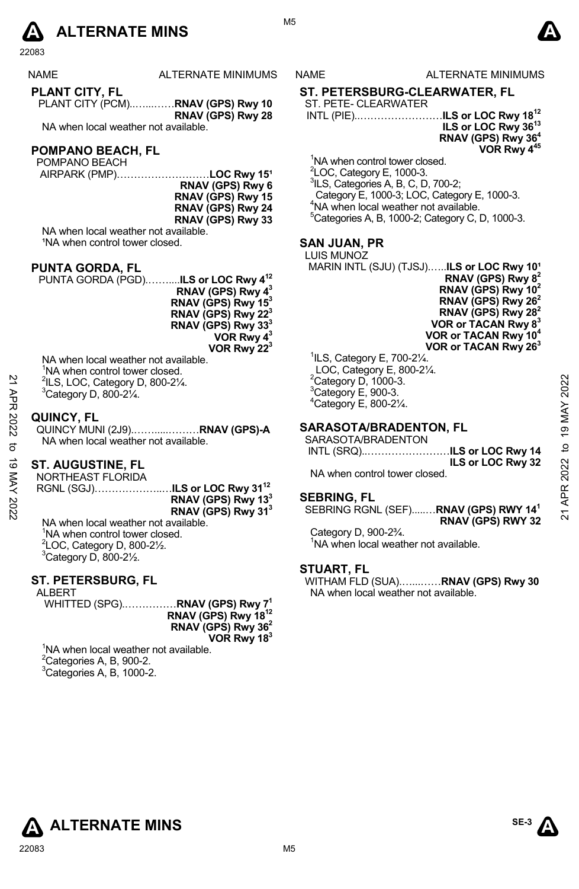# ALTERNATE MINS

| NAME | ALTERNATE MINIMUMS |
|---|---|

## PLANT CITY, FL

PLANT CITY (PCM)…….……**RNAV (GPS) Rwy 10**
**RNAV (GPS) Rwy 28**

NA when local weather not available.

## POMPANO BEACH, FL

POMPANO BEACH
AIRPARK (PMP)………………….……**LOC Rwy 15**[1]
**RNAV (GPS) Rwy 6**
**RNAV (GPS) Rwy 15**
**RNAV (GPS) Rwy 24**
**RNAV (GPS) Rwy 33**

NA when local weather not available.
[1]NA when control tower closed.

## PUNTA GORDA, FL

PUNTA GORDA (PGD).……....**ILS or LOC Rwy 4**[12]
**RNAV (GPS) Rwy 4**[3]
**RNAV (GPS) Rwy 15**[3]
**RNAV (GPS) Rwy 22**[3]
**RNAV (GPS) Rwy 33**[3]
**VOR Rwy 4**[3]
**VOR Rwy 22**[3]

NA when local weather not available.
[1]NA when control tower closed.
[2]ILS, LOC, Category D, 800-2¼.
[3]Category D, 800-2¼.

## QUINCY, FL

QUINCY MUNI (2J9)..……....………**RNAV (GPS)-A**
NA when local weather not available.

## ST. AUGUSTINE, FL

NORTHEAST FLORIDA
RGNL (SGJ)…………………...**ILS or LOC Rwy 31**[12]
**RNAV (GPS) Rwy 13**[3]
**RNAV (GPS) Rwy 31**[3]

NA when local weather not available.
[1]NA when control tower closed.
[2]LOC, Category D, 800-2½.
[3]Category D, 800-2½.

## ST. PETERSBURG, FL

ALBERT
WHITTED (SPG).……………**RNAV (GPS) Rwy 7**[1]
**RNAV (GPS) Rwy 18**[12]
**RNAV (GPS) Rwy 36**[2]
**VOR Rwy 18**[3]

[1]NA when local weather not available.
[2]Categories A, B, 900-2.
[3]Categories A, B, 1000-2.

## ST. PETERSBURG-CLEARWATER, FL

ST. PETE- CLEARWATER
INTL (PIE)..……………………**ILS or LOC Rwy 18**[12]
**ILS or LOC Rwy 36**[13]
**RNAV (GPS) Rwy 36**[4]
**VOR Rwy 4**[45]

[1]NA when control tower closed.
[2]LOC, Category E, 1000-3.
[3]ILS, Categories A, B, C, D, 700-2;
Category E, 1000-3; LOC, Category E, 1000-3.
[4]NA when local weather not available.
[5]Categories A, B, 1000-2; Category C, D, 1000-3.

## SAN JUAN, PR

LUIS MUNOZ
MARIN INTL (SJU) (TJSJ)…...**ILS or LOC Rwy 10**[1]
**RNAV (GPS) Rwy 8**[2]
**RNAV (GPS) Rwy 10**[2]
**RNAV (GPS) Rwy 26**[2]
**RNAV (GPS) Rwy 28**[2]
**VOR or TACAN Rwy 8**[3]
**VOR or TACAN Rwy 10**[4]
**VOR or TACAN Rwy 26**[3]

[1]ILS, Category E, 700-2¼.
LOC, Category E, 800-2¼.
[2]Category D, 1000-3.
[3]Category E, 900-3.
[4]Category E, 800-2¼.

## SARASOTA/BRADENTON, FL

SARASOTA/BRADENTON
INTL (SRQ)..……………………**ILS or LOC Rwy 14**
**ILS or LOC Rwy 32**

NA when control tower closed.

## SEBRING, FL

SEBRING RGNL (SEF)......…**RNAV (GPS) RWY 14**[1]
**RNAV (GPS) RWY 32**

Category D, 900-2¾.
[1]NA when local weather not available.

## STUART, FL

WITHAM FLD (SUA)…....……**RNAV (GPS) Rwy 30**
NA when local weather not available.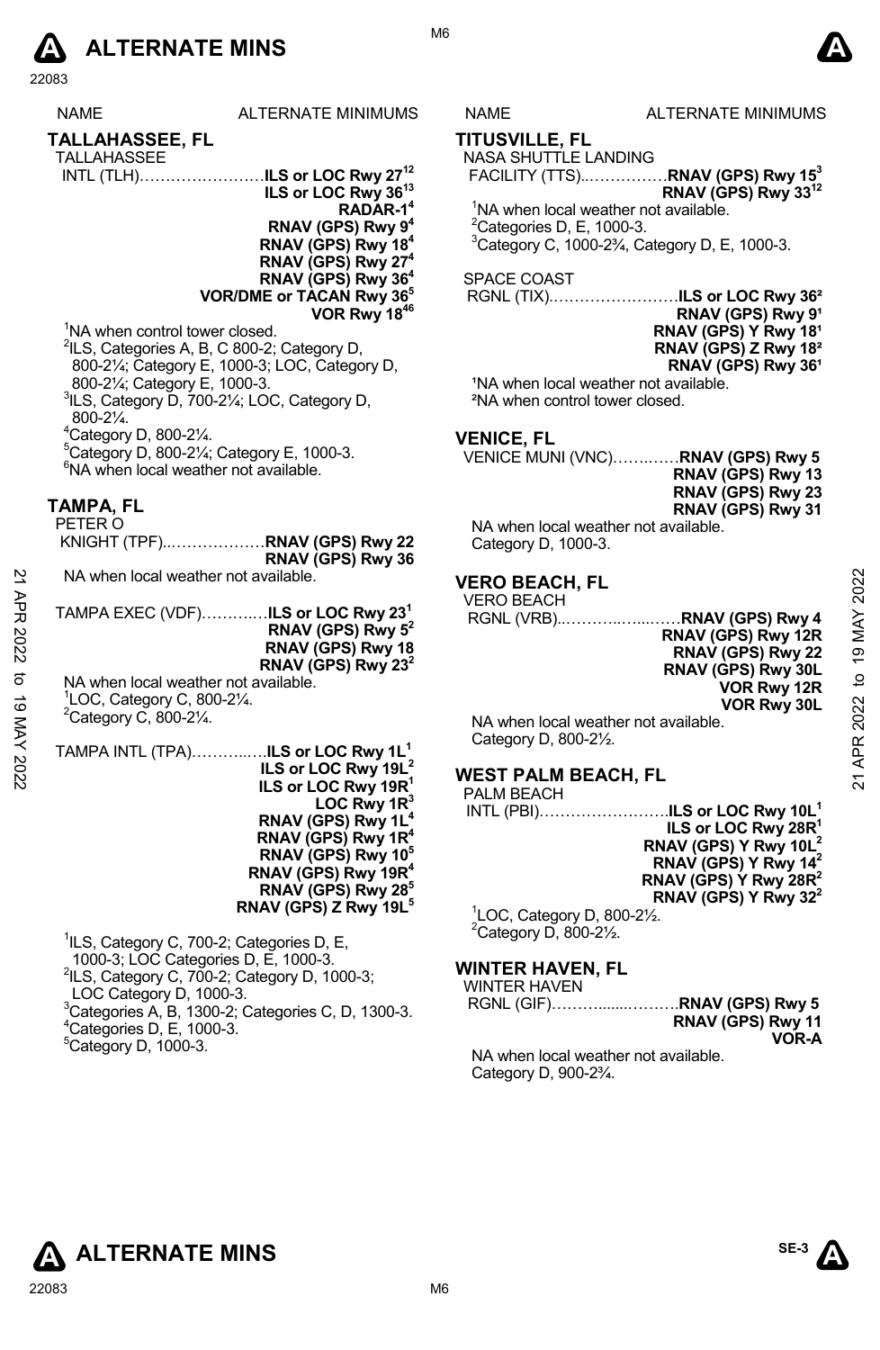# ALTERNATE MINS

| NAME | ALTERNATE MINIMUMS |
|---|---|

## TALLAHASSEE, FL

TALLAHASSEE
INTL (TLH)……………………**ILS or LOC Rwy 27**[1,2]
**ILS or LOC Rwy 36**[1,3]
**RADAR-1**[4]
**RNAV (GPS) Rwy 9**[4]
**RNAV (GPS) Rwy 18**[4]
**RNAV (GPS) Rwy 27**[4]
**RNAV (GPS) Rwy 36**[4]
**VOR/DME or TACAN Rwy 36**[5]
**VOR Rwy 18**[4,6]

[1]NA when control tower closed.
[2]ILS, Categories A, B, C 800-2; Category D, 800-2¼; Category E, 1000-3; LOC, Category D, 800-2¼; Category E, 1000-3.
[3]ILS, Category D, 700-2¼; LOC, Category D, 800-2¼.
[4]Category D, 800-2¼.
[5]Category D, 800-2¼; Category E, 1000-3.
[6]NA when local weather not available.

## TAMPA, FL

PETER O
KNIGHT (TPF)………………**RNAV (GPS) Rwy 22**
**RNAV (GPS) Rwy 36**
NA when local weather not available.

TAMPA EXEC (VDF)…………**ILS or LOC Rwy 23**[1]
**RNAV (GPS) Rwy 5**[2]
**RNAV (GPS) Rwy 18**
**RNAV (GPS) Rwy 23**[2]
NA when local weather not available.
[1]LOC, Category C, 800-2¼.
[2]Category C, 800-2¼.

TAMPA INTL (TPA)…………**ILS or LOC Rwy 1L**[1]
**ILS or LOC Rwy 19L**[2]
**ILS or LOC Rwy 19R**[1]
**LOC Rwy 1R**[3]
**RNAV (GPS) Rwy 1L**[4]
**RNAV (GPS) Rwy 1R**[4]
**RNAV (GPS) Rwy 10**[5]
**RNAV (GPS) Rwy 19R**[4]
**RNAV (GPS) Rwy 28**[5]
**RNAV (GPS) Z Rwy 19L**[5]

[1]ILS, Category C, 700-2; Categories D, E, 1000-3; LOC Categories D, E, 1000-3.
[2]ILS, Category C, 700-2; Category D, 1000-3; LOC Category D, 1000-3.
[3]Categories A, B, 1300-2; Categories C, D, 1300-3.
[4]Categories D, E, 1000-3.
[5]Category D, 1000-3.

## TITUSVILLE, FL

NASA SHUTTLE LANDING
FACILITY (TTS)……………**RNAV (GPS) Rwy 15**[3]
**RNAV (GPS) Rwy 33**[1,2]
[1]NA when local weather not available.
[2]Categories D, E, 1000-3.
[3]Category C, 1000-2¾, Category D, E, 1000-3.

SPACE COAST
RGNL (TIX)……………………**ILS or LOC Rwy 36**[2]
**RNAV (GPS) Rwy 9**[1]
**RNAV (GPS) Y Rwy 18**[1]
**RNAV (GPS) Z Rwy 18**[2]
**RNAV (GPS) Rwy 36**[1]
[1]NA when local weather not available.
[2]NA when control tower closed.

## VENICE, FL

VENICE MUNI (VNC)…………**RNAV (GPS) Rwy 5**
**RNAV (GPS) Rwy 13**
**RNAV (GPS) Rwy 23**
**RNAV (GPS) Rwy 31**
NA when local weather not available.
Category D, 1000-3.

## VERO BEACH, FL

VERO BEACH
RGNL (VRB)………………**RNAV (GPS) Rwy 4**
**RNAV (GPS) Rwy 12R**
**RNAV (GPS) Rwy 22**
**RNAV (GPS) Rwy 30L**
**VOR Rwy 12R**
**VOR Rwy 30L**
NA when local weather not available.
Category D, 800-2½.

## WEST PALM BEACH, FL

PALM BEACH
INTL (PBI)……………………**ILS or LOC Rwy 10L**[1]
**ILS or LOC Rwy 28R**[1]
**RNAV (GPS) Y Rwy 10L**[2]
**RNAV (GPS) Y Rwy 14**[2]
**RNAV (GPS) Y Rwy 28R**[2]
**RNAV (GPS) Y Rwy 32**[2]
[1]LOC, Category D, 800-2½.
[2]Category D, 800-2½.

## WINTER HAVEN, FL

WINTER HAVEN
RGNL (GIF)…………………**RNAV (GPS) Rwy 5**
**RNAV (GPS) Rwy 11**
**VOR-A**
NA when local weather not available.
Category D, 900-2¾.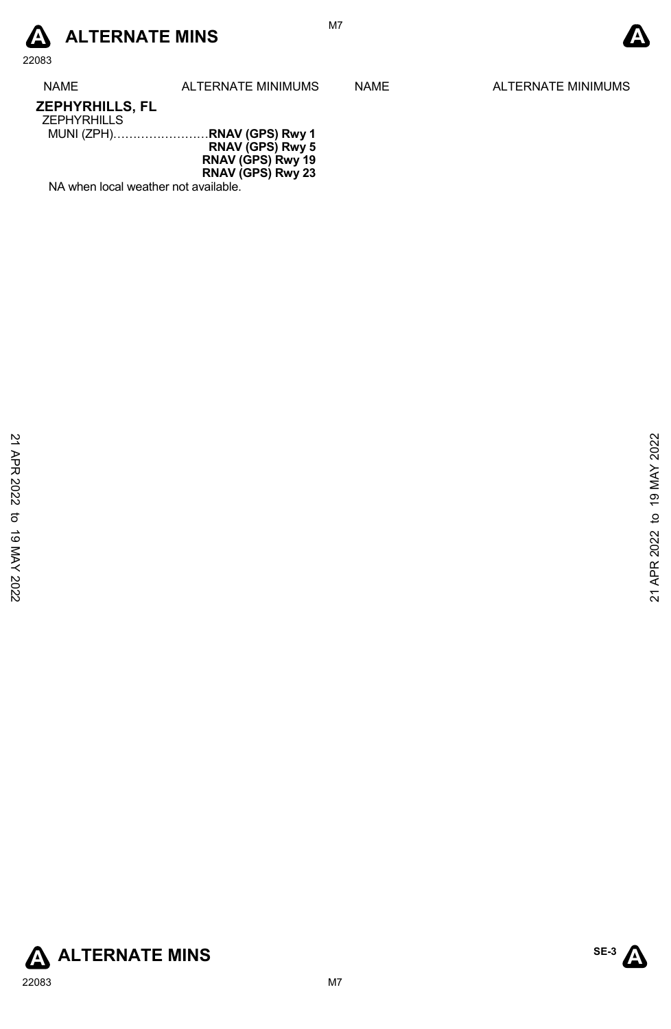# ALTERNATE MINS

| NAME | ALTERNATE MINIMUMS |
| --- | --- |

**ZEPHYRHILLS, FL**

ZEPHYRHILLS

MUNI (ZPH)……………………**RNAV (GPS) Rwy 1**
**RNAV (GPS) Rwy 5**
**RNAV (GPS) Rwy 19**
**RNAV (GPS) Rwy 23**

NA when local weather not available.